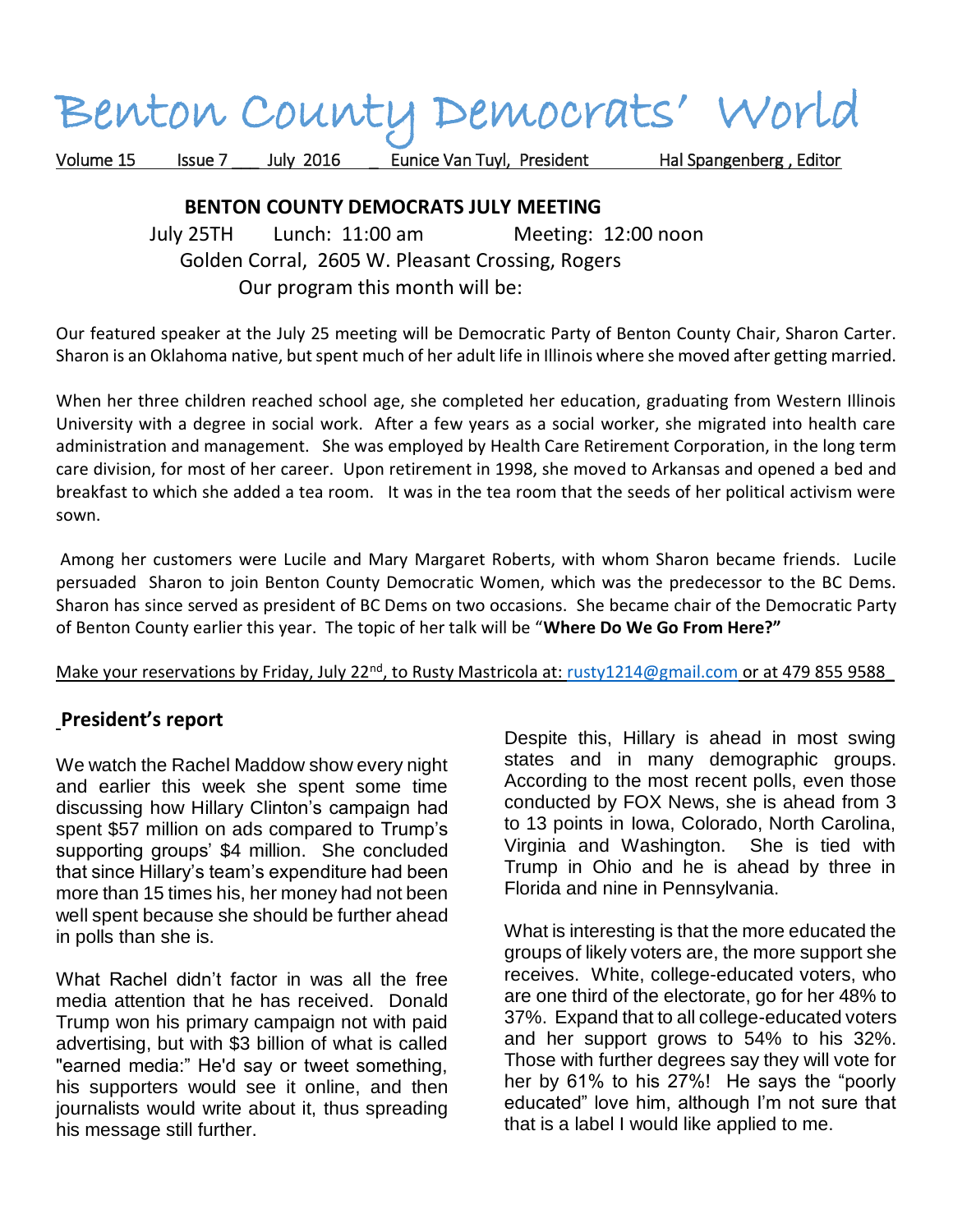# Benton County Democrats' World

Volume 15 Issue 7 July 2016 Eunice Van Tuyl, President Hal Spangenberg , Editor

## BENTON COUNTY DEMOCRATS JULY MEETING

July 25TH Lunch: 11:00 am Meeting: 12:00 noon

Golden Corral, 2605 W. Pleasant Crossing, Rogers

Our program this month will be:

Our featured speaker at the July 25 meeting will be Democratic Party of Benton County Chair, Sharon Carter. Sharon is an Oklahoma native, but spent much of her adult life in Illinois where she moved after getting married.

When her three children reached school age, she completed her education, graduating from Western Illinois University with a degree in social work. After a few years as a social worker, she migrated into health care administration and management. She was employed by Health Care Retirement Corporation, in the long term care division, for most of her career. Upon retirement in 1998, she moved to Arkansas and opened a bed and breakfast to which she added a tea room. It was in the tea room that the seeds of her political activism were sown.

Among her customers were Lucile and Mary Margaret Roberts, with whom Sharon became friends. Lucile persuaded Sharon to join Benton County Democratic Women, which was the predecessor to the BC Dems. Sharon has since served as president of BC Dems on two occasions. She became chair of the Democratic Party of Benton County earlier this year. The topic of her talk will be "**Where Do We Go From Here?"**

Make your reservations by Friday, July 22nd, to Rusty Mastricola at: rusty1214@gmail.com or at 479 855 9588

## President's report

We watch the Rachel Maddow show every night and earlier this week she spent some time discussing how Hillary Clinton's campaign had spent $57 million on ads compared to Trump's supporting groups' $4 million. She concluded that since Hillary's team's expenditure had been more than 15 times his, her money had not been well spent because she should be further ahead in polls than she is.

What Rachel didn't factor in was all the free media attention that he has received. Donald Trump won his primary campaign not with paid advertising, but with $3 billion of what is called "earned media:" He'd say or tweet something, his supporters would see it online, and then journalists would write about it, thus spreading his message still further.

Despite this, Hillary is ahead in most swing states and in many demographic groups. According to the most recent polls, even those conducted by FOX News, she is ahead from 3 to 13 points in Iowa, Colorado, North Carolina, Virginia and Washington. She is tied with Trump in Ohio and he is ahead by three in Florida and nine in Pennsylvania.

What is interesting is that the more educated the groups of likely voters are, the more support she receives. White, college-educated voters, who are one third of the electorate, go for her 48% to 37%. Expand that to all college-educated voters and her support grows to 54% to his 32%. Those with further degrees say they will vote for her by 61% to his 27%! He says the "poorly educated" love him, although I'm not sure that that is a label I would like applied to me.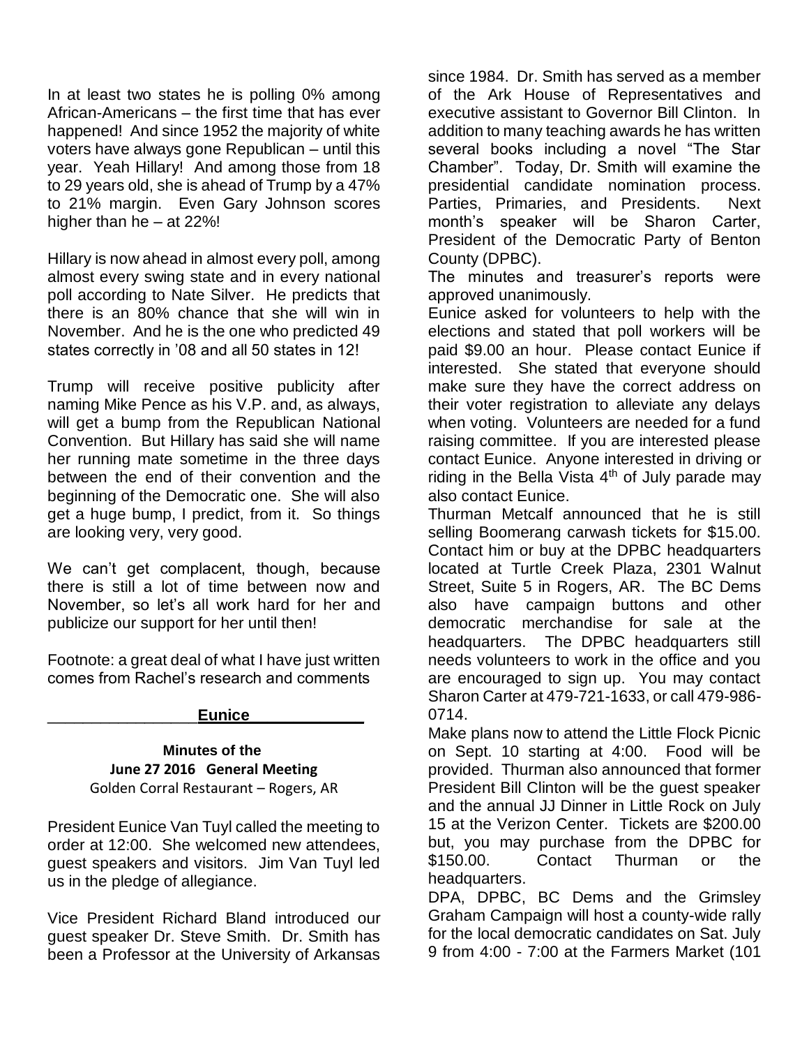In at least two states he is polling 0% among African-Americans – the first time that has ever happened! And since 1952 the majority of white voters have always gone Republican – until this year. Yeah Hillary! And among those from 18 to 29 years old, she is ahead of Trump by a 47% to 21% margin. Even Gary Johnson scores higher than he – at 22%!

Hillary is now ahead in almost every poll, among almost every swing state and in every national poll according to Nate Silver. He predicts that there is an 80% chance that she will win in November. And he is the one who predicted 49 states correctly in '08 and all 50 states in 12!

Trump will receive positive publicity after naming Mike Pence as his V.P. and, as always, will get a bump from the Republican National Convention. But Hillary has said she will name her running mate sometime in the three days between the end of their convention and the beginning of the Democratic one. She will also get a huge bump, I predict, from it. So things are looking very, very good.

We can't get complacent, though, because there is still a lot of time between now and November, so let's all work hard for her and publicize our support for her until then!

Footnote: a great deal of what I have just written comes from Rachel's research and comments

**Eunice**

**Minutes of the**
**June 27 2016 General Meeting**
Golden Corral Restaurant – Rogers, AR

President Eunice Van Tuyl called the meeting to order at 12:00. She welcomed new attendees, guest speakers and visitors. Jim Van Tuyl led us in the pledge of allegiance.

Vice President Richard Bland introduced our guest speaker Dr. Steve Smith. Dr. Smith has been a Professor at the University of Arkansas since 1984. Dr. Smith has served as a member of the Ark House of Representatives and executive assistant to Governor Bill Clinton. In addition to many teaching awards he has written several books including a novel "The Star Chamber". Today, Dr. Smith will examine the presidential candidate nomination process. Parties, Primaries, and Presidents. Next month's speaker will be Sharon Carter, President of the Democratic Party of Benton County (DPBC).

The minutes and treasurer's reports were approved unanimously.

Eunice asked for volunteers to help with the elections and stated that poll workers will be paid $9.00 an hour. Please contact Eunice if interested. She stated that everyone should make sure they have the correct address on their voter registration to alleviate any delays when voting. Volunteers are needed for a fund raising committee. If you are interested please contact Eunice. Anyone interested in driving or riding in the Bella Vista 4th of July parade may also contact Eunice.

Thurman Metcalf announced that he is still selling Boomerang carwash tickets for $15.00. Contact him or buy at the DPBC headquarters located at Turtle Creek Plaza, 2301 Walnut Street, Suite 5 in Rogers, AR. The BC Dems also have campaign buttons and other democratic merchandise for sale at the headquarters. The DPBC headquarters still needs volunteers to work in the office and you are encouraged to sign up. You may contact Sharon Carter at 479-721-1633, or call 479-986-0714.

Make plans now to attend the Little Flock Picnic on Sept. 10 starting at 4:00. Food will be provided. Thurman also announced that former President Bill Clinton will be the guest speaker and the annual JJ Dinner in Little Rock on July 15 at the Verizon Center. Tickets are $200.00 but, you may purchase from the DPBC for $150.00. Contact Thurman or the headquarters.

DPA, DPBC, BC Dems and the Grimsley Graham Campaign will host a county-wide rally for the local democratic candidates on Sat. July 9 from 4:00 - 7:00 at the Farmers Market (101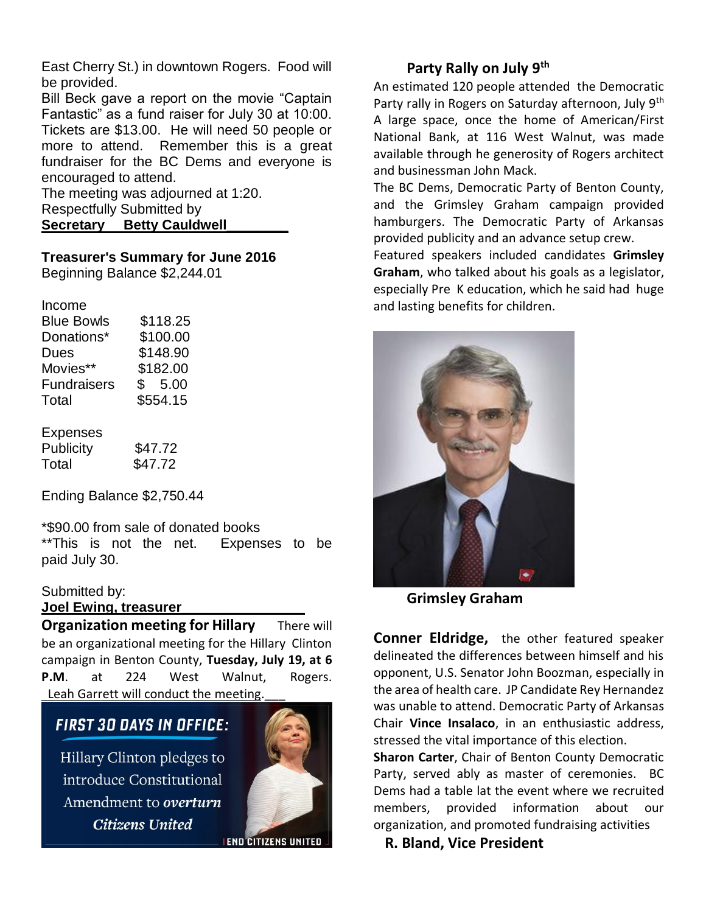East Cherry St.) in downtown Rogers. Food will be provided.

Bill Beck gave a report on the movie "Captain Fantastic" as a fund raiser for July 30 at 10:00. Tickets are $13.00. He will need 50 people or more to attend. Remember this is a great fundraiser for the BC Dems and everyone is encouraged to attend.

The meeting was adjourned at 1:20.

Respectfully Submitted by

**Secretary Betty Cauldwell**

**Treasurer's Summary for June 2016**

Beginning Balance $2,244.01

| Income | |
|---|---|
| Blue Bowls | $118.25 |
| Donations* | $100.00 |
| Dues | $148.90 |
| Movies** | $182.00 |
| Fundraisers | $ 5.00 |
| Total | $554.15 |

| Expenses | |
|---|---|
| Publicity | $47.72 |
| Total | $47.72 |

Ending Balance $2,750.44

*$90.00 from sale of donated books

**This is not the net. Expenses to be paid July 30.

Submitted by:

**Joel Ewing, treasurer**

**Organization meeting for Hillary** There will be an organizational meeting for the Hillary Clinton campaign in Benton County, **Tuesday, July 19, at 6 P.M**. at 224 West Walnut, Rogers. Leah Garrett will conduct the meeting.

FIRST 30 DAYS IN OFFICE:

Hillary Clinton pledges to introduce Constitutional Amendment to *overturn Citizens United*

END CITIZENS UNITED

## Party Rally on July 9th

An estimated 120 people attended the Democratic Party rally in Rogers on Saturday afternoon, July 9th A large space, once the home of American/First National Bank, at 116 West Walnut, was made available through he generosity of Rogers architect and businessman John Mack.

The BC Dems, Democratic Party of Benton County, and the Grimsley Graham campaign provided hamburgers. The Democratic Party of Arkansas provided publicity and an advance setup crew.

Featured speakers included candidates **Grimsley Graham**, who talked about his goals as a legislator, especially Pre K education, which he said had huge and lasting benefits for children.

**Grimsley Graham**

**Conner Eldridge,** the other featured speaker delineated the differences between himself and his opponent, U.S. Senator John Boozman, especially in the area of health care. JP Candidate Rey Hernandez was unable to attend. Democratic Party of Arkansas Chair **Vince Insalaco**, in an enthusiastic address, stressed the vital importance of this election.

**Sharon Carter**, Chair of Benton County Democratic Party, served ably as master of ceremonies. BC Dems had a table lat the event where we recruited members, provided information about our organization, and promoted fundraising activities

**R. Bland, Vice President**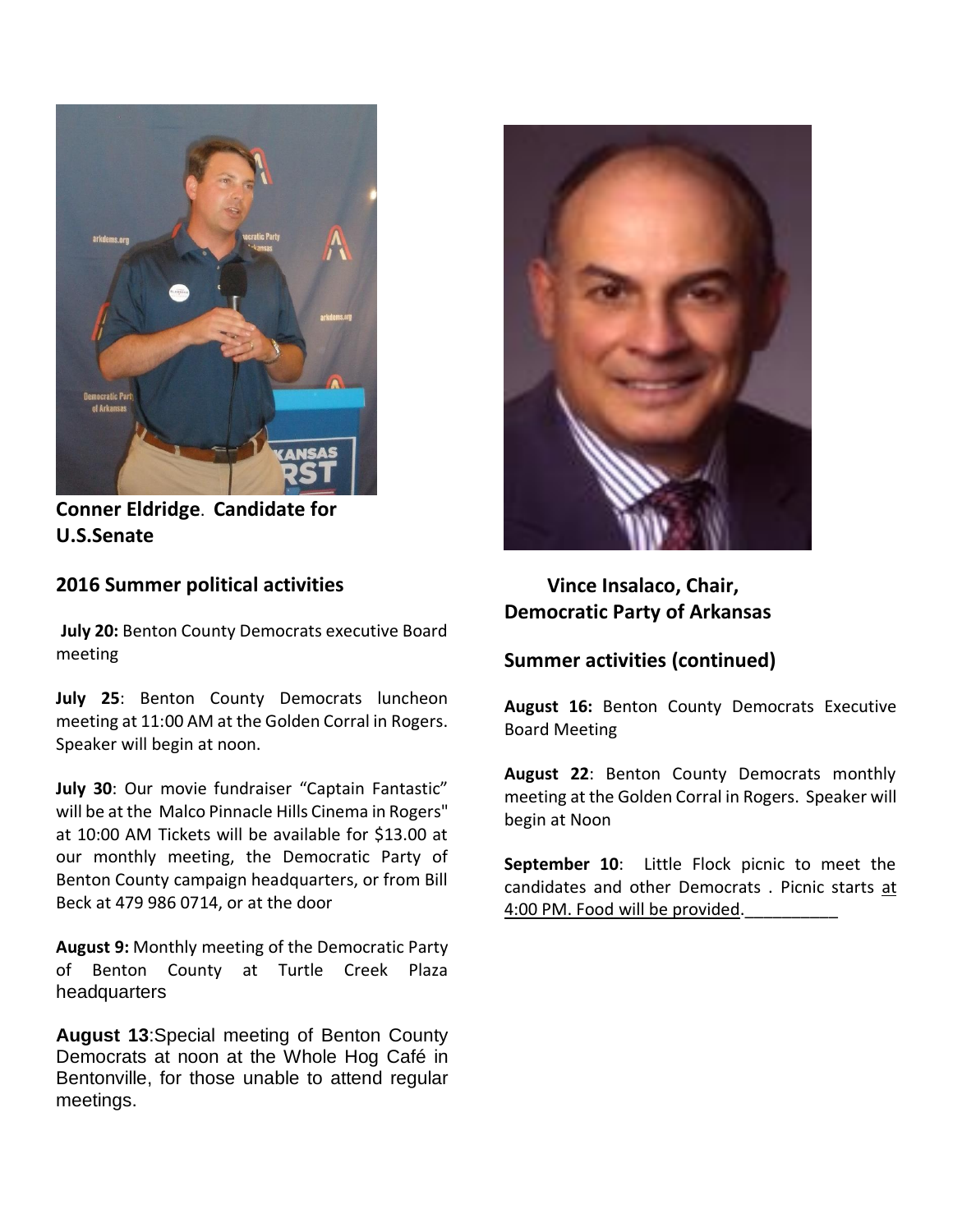**Conner Eldridge**. **Candidate for U.S.Senate**

## 2016 Summer political activities

**July 20:** Benton County Democrats executive Board meeting

**July 25**: Benton County Democrats luncheon meeting at 11:00 AM at the Golden Corral in Rogers. Speaker will begin at noon.

**July 30**: Our movie fundraiser "Captain Fantastic" will be at the Malco Pinnacle Hills Cinema in Rogers" at 10:00 AM Tickets will be available for $13.00 at our monthly meeting, the Democratic Party of Benton County campaign headquarters, or from Bill Beck at 479 986 0714, or at the door

**August 9:** Monthly meeting of the Democratic Party of Benton County at Turtle Creek Plaza headquarters

**August 13**:Special meeting of Benton County Democrats at noon at the Whole Hog Café in Bentonville, for those unable to attend regular meetings.

**Vince Insalaco, Chair, Democratic Party of Arkansas**

## Summer activities (continued)

**August 16:** Benton County Democrats Executive Board Meeting

**August 22**: Benton County Democrats monthly meeting at the Golden Corral in Rogers. Speaker will begin at Noon

**September 10**: Little Flock picnic to meet the candidates and other Democrats . Picnic starts at 4:00 PM. Food will be provided.__________